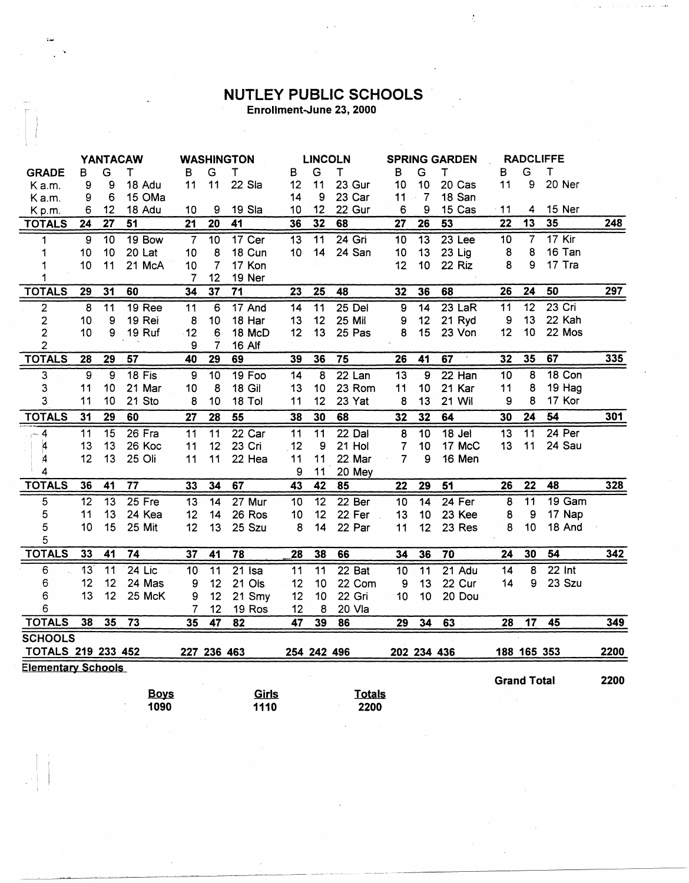# NUTLEY PUBLIC SCHOOLS

**Enrollment-June 23, 2000**

| | YANTACAW | | | WASHINGTON | | | LINCOLN | | | SPRING GARDEN | | | RADCLIFFE | | | |
|---|---|---|---|---|---|---|---|---|---|---|---|---|---|---|---|---|
| GRADE | B | G | T | B | G | T | B | G | T | B | G | T | B | G | T | |
| K a.m. | 9 | 9 | 18 Adu | 11 | 11 | 22 Sla | 12 | 11 | 23 Gur | 10 | 10 | 20 Cas | 11 | 9 | 20 Ner | |
| K a.m. | 9 | 6 | 15 OMa | | | | 14 | 9 | 23 Car | 11 | 7 | 18 San | | | | |
| K p.m. | 6 | 12 | 18 Adu | 10 | 9 | 19 Sla | 10 | 12 | 22 Gur | 6 | 9 | 15 Cas | 11 | 4 | 15 Ner | |
| **TOTALS** | **24** | **27** | **51** | **21** | **20** | **41** | **36** | **32** | **68** | **27** | **26** | **53** | **22** | **13** | **35** | **248** |
| 1 | 9 | 10 | 19 Bow | 7 | 10 | 17 Cer | 13 | 11 | 24 Gri | 10 | 13 | 23 Lee | 10 | 7 | 17 Kir | |
| 1 | 10 | 10 | 20 Lat | 10 | 8 | 18 Cun | 10 | 14 | 24 San | 10 | 13 | 23 Lig | 8 | 8 | 16 Tan | |
| 1 | 10 | 11 | 21 McA | 10 | 7 | 17 Kon | | | | 12 | 10 | 22 Riz | 8 | 9 | 17 Tra | |
| 1 | | | | 7 | 12 | 19 Ner | | | | | | | | | | |
| **TOTALS** | **29** | **31** | **60** | **34** | **37** | **71** | **23** | **25** | **48** | **32** | **36** | **68** | **26** | **24** | **50** | **297** |
| 2 | 8 | 11 | 19 Ree | 11 | 6 | 17 And | 14 | 11 | 25 Del | 9 | 14 | 23 LaR | 11 | 12 | 23 Cri | |
| 2 | 10 | 9 | 19 Rei | 8 | 10 | 18 Har | 13 | 12 | 25 Mil | 9 | 12 | 21 Ryd | 9 | 13 | 22 Kah | |
| 2 | 10 | 9 | 19 Ruf | 12 | 6 | 18 McD | 12 | 13 | 25 Pas | 8 | 15 | 23 Von | 12 | 10 | 22 Mos | |
| 2 | | | | 9 | 7 | 16 Alf | | | | | | | | | | |
| **TOTALS** | **28** | **29** | **57** | **40** | **29** | **69** | **39** | **36** | **75** | **26** | **41** | **67** | **32** | **35** | **67** | **335** |
| 3 | 9 | 9 | 18 Fis | 9 | 10 | 19 Foo | 14 | 8 | 22 Lan | 13 | 9 | 22 Han | 10 | 8 | 18 Con | |
| 3 | 11 | 10 | 21 Mar | 10 | 8 | 18 Gil | 13 | 10 | 23 Rom | 11 | 10 | 21 Kar | 11 | 8 | 19 Hag | |
| 3 | 11 | 10 | 21 Sto | 8 | 10 | 18 Tol | 11 | 12 | 23 Yat | 8 | 13 | 21 Wil | 9 | 8 | 17 Kor | |
| **TOTALS** | **31** | **29** | **60** | **27** | **28** | **55** | **38** | **30** | **68** | **32** | **32** | **64** | **30** | **24** | **54** | **301** |
| 4 | 11 | 15 | 26 Fra | 11 | 11 | 22 Car | 11 | 11 | 22 Dal | 8 | 10 | 18 Jel | 13 | 11 | 24 Per | |
| 4 | 13 | 13 | 26 Koc | 11 | 12 | 23 Cri | 12 | 9 | 21 Hol | 7 | 10 | 17 McC | 13 | 11 | 24 Sau | |
| 4 | 12 | 13 | 25 Oli | 11 | 11 | 22 Hea | 11 | 11 | 22 Mar | 7 | 9 | 16 Men | | | | |
| 4 | | | | | | | 9 | 11 | 20 Mey | | | | | | | |
| **TOTALS** | **36** | **41** | **77** | **33** | **34** | **67** | **43** | **42** | **85** | **22** | **29** | **51** | **26** | **22** | **48** | **328** |
| 5 | 12 | 13 | 25 Fre | 13 | 14 | 27 Mur | 10 | 12 | 22 Ber | 10 | 14 | 24 Fer | 8 | 11 | 19 Gam | |
| 5 | 11 | 13 | 24 Kea | 12 | 14 | 26 Ros | 10 | 12 | 22 Fer | 13 | 10 | 23 Kee | 8 | 9 | 17 Nap | |
| 5 | 10 | 15 | 25 Mit | 12 | 13 | 25 Szu | 8 | 14 | 22 Par | 11 | 12 | 23 Res | 8 | 10 | 18 And | |
| 5 | | | | | | | | | | | | | | | | |
| **TOTALS** | **33** | **41** | **74** | **37** | **41** | **78** | **28** | **38** | **66** | **34** | **36** | **70** | **24** | **30** | **54** | **342** |
| 6 | 13 | 11 | 24 Lic | 10 | 11 | 21 Isa | 11 | 11 | 22 Bat | 10 | 11 | 21 Adu | 14 | 8 | 22 Int | |
| 6 | 12 | 12 | 24 Mas | 9 | 12 | 21 Ols | 12 | 10 | 22 Com | 9 | 13 | 22 Cur | 14 | 9 | 23 Szu | |
| 6 | 13 | 12 | 25 McK | 9 | 12 | 21 Smy | 12 | 10 | 22 Gri | 10 | 10 | 20 Dou | | | | |
| 6 | | | | 7 | 12 | 19 Ros | 12 | 8 | 20 Vla | | | | | | | |
| **TOTALS** | **38** | **35** | **73** | **35** | **47** | **82** | **47** | **39** | **86** | **29** | **34** | **63** | **28** | **17** | **45** | **349** |
| **SCHOOLS TOTALS** | **219** | **233** | **452** | **227** | **236** | **463** | **254** | **242** | **496** | **202** | **234** | **436** | **188** | **165** | **353** | **2200** |

**Elementary Schools**

**Grand Total 2200**

| **Boys** | **Girls** | **Totals** |
|---|---|---|
| **1090** | **1110** | **2200** |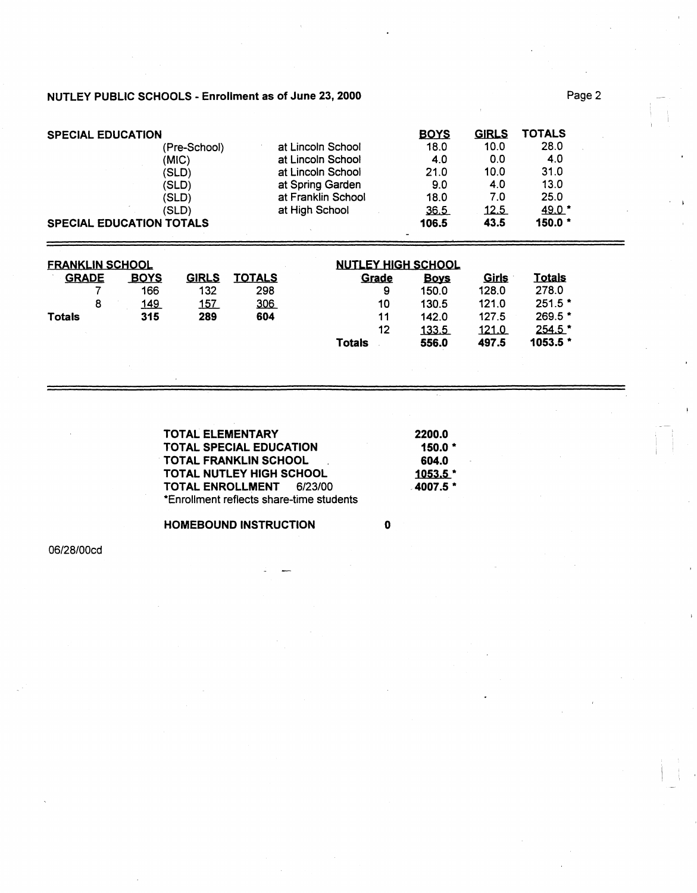## NUTLEY PUBLIC SCHOOLS - Enrollment as of June 23, 2000

| SPECIAL EDUCATION | | | BOYS | GIRLS | TOTALS |
|---|---|---|---|---|---|
| | (Pre-School) | at Lincoln School | 18.0 | 10.0 | 28.0 |
| | (MIC) | at Lincoln School | 4.0 | 0.0 | 4.0 |
| | (SLD) | at Lincoln School | 21.0 | 10.0 | 31.0 |
| | (SLD) | at Spring Garden | 9.0 | 4.0 | 13.0 |
| | (SLD) | at Franklin School | 18.0 | 7.0 | 25.0 |
| | (SLD) | at High School | 36.5 | 12.5 | 49.0 * |
| **SPECIAL EDUCATION TOTALS** | | | **106.5** | **43.5** | **150.0 *** |

**FRANKLIN SCHOOL**

| GRADE | BOYS | GIRLS | TOTALS |
|---|---|---|---|
| 7 | 166 | 132 | 298 |
| 8 | 149 | 157 | 306 |
| **Totals** | **315** | **289** | **604** |

**NUTLEY HIGH SCHOOL**

| Grade | Boys | Girls | Totals |
|---|---|---|---|
| 9 | 150.0 | 128.0 | 278.0 |
| 10 | 130.5 | 121.0 | 251.5 * |
| 11 | 142.0 | 127.5 | 269.5 * |
| 12 | 133.5 | 121.0 | 254.5 * |
| **Totals** | **556.0** | **497.5** | **1053.5 *** |

| | |
|---|---|
| **TOTAL ELEMENTARY** | **2200.0** |
| **TOTAL SPECIAL EDUCATION** | **150.0 *** |
| **TOTAL FRANKLIN SCHOOL** | **604.0** |
| **TOTAL NUTLEY HIGH SCHOOL** | **1053.5 *** |
| **TOTAL ENROLLMENT** 6/23/00 | **4007.5 *** |

*Enrollment reflects share-time students

**HOMEBOUND INSTRUCTION** **0**

06/28/00cd